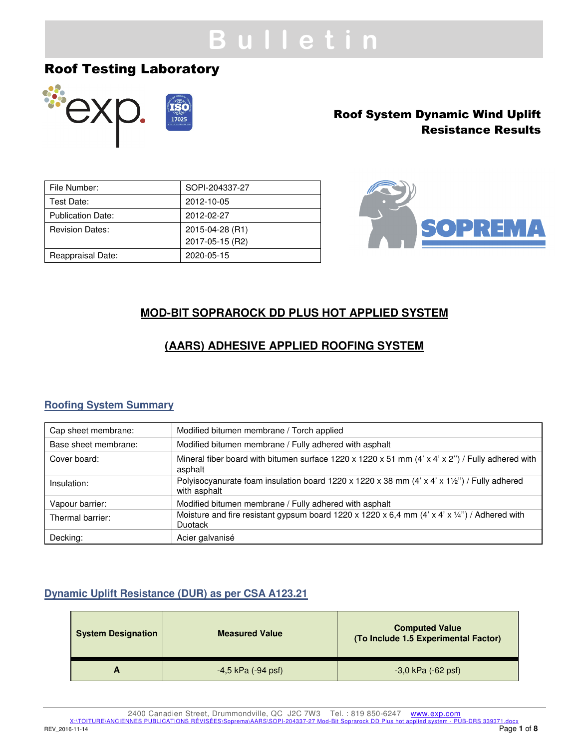# Bulletin

## Roof Testing Laboratory

**Roof System Dynamic Wind Uplift Resistance Results**

| File Number: | SOPI-204337-27 |
|---|---|
| Test Date: | 2012-10-05 |
| Publication Date: | 2012-02-27 |
| Revision Dates: | 2015-04-28 (R1)<br>2017-05-15 (R2) |
| Reappraisal Date: | 2020-05-15 |

## MOD-BIT SOPRAROCK DD PLUS HOT APPLIED SYSTEM

## (AARS) ADHESIVE APPLIED ROOFING SYSTEM

### Roofing System Summary

| Cap sheet membrane: | Modified bitumen membrane / Torch applied |
|---|---|
| Base sheet membrane: | Modified bitumen membrane / Fully adhered with asphalt |
| Cover board: | Mineral fiber board with bitumen surface 1220 x 1220 x 51 mm (4' x 4' x 2'') / Fully adhered with asphalt |
| Insulation: | Polyisocyanurate foam insulation board 1220 x 1220 x 38 mm (4' x 4' x 1½'') / Fully adhered with asphalt |
| Vapour barrier: | Modified bitumen membrane / Fully adhered with asphalt |
| Thermal barrier: | Moisture and fire resistant gypsum board 1220 x 1220 x 6,4 mm (4' x 4' x ¼'') / Adhered with Duotack |
| Decking: | Acier galvanisé |

### Dynamic Uplift Resistance (DUR) as per CSA A123.21

| System Designation | Measured Value | Computed Value (To Include 1.5 Experimental Factor) |
|---|---|---|
| A | -4,5 kPa (-94 psf) | -3,0 kPa (-62 psf) |

2400 Canadien Street, Drummondville, QC J2C 7W3 Tel. : 819 850-6247 www.exp.com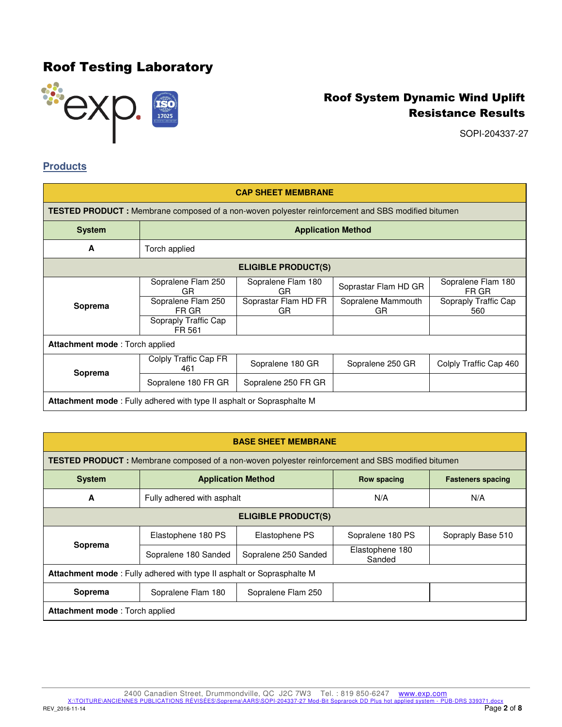# Roof Testing Laboratory

## Roof System Dynamic Wind Uplift Resistance Results

SOPI-204337-27

## Products

| CAP SHEET MEMBRANE | | | | |
|---|---|---|---|---|
| **TESTED PRODUCT :** Membrane composed of a non-woven polyester reinforcement and SBS modified bitumen | | | | |
| **System** | **Application Method** | | | |
| **A** | Torch applied | | | |
| **ELIGIBLE PRODUCT(S)** | | | | |
| **Soprema** | Sopralene Flam 250 GR | Sopralene Flam 180 GR | Soprastar Flam HD GR | Sopralene Flam 180 FR GR |
| | Sopralene Flam 250 FR GR | Soprastar Flam HD FR GR | Sopralene Mammouth GR | Sopraply Traffic Cap 560 |
| | Sopraply Traffic Cap FR 561 | | | |
| **Attachment mode** : Torch applied | | | | |
| **Soprema** | Colply Traffic Cap FR 461 | Sopralene 180 GR | Sopralene 250 GR | Colply Traffic Cap 460 |
| | Sopralene 180 FR GR | Sopralene 250 FR GR | | |
| **Attachment mode** : Fully adhered with type II asphalt or Soprasphalte M | | | | |

| BASE SHEET MEMBRANE | | | | |
|---|---|---|---|---|
| **TESTED PRODUCT :** Membrane composed of a non-woven polyester reinforcement and SBS modified bitumen | | | | |
| **System** | **Application Method** | | **Row spacing** | **Fasteners spacing** |
| **A** | Fully adhered with asphalt | | N/A | N/A |
| **ELIGIBLE PRODUCT(S)** | | | | |
| **Soprema** | Elastophene 180 PS | Elastophene PS | Sopralene 180 PS | Sopraply Base 510 |
| | Sopralene 180 Sanded | Sopralene 250 Sanded | Elastophene 180 Sanded | |
| **Attachment mode** : Fully adhered with type II asphalt or Soprasphalte M | | | | |
| **Soprema** | Sopralene Flam 180 | Sopralene Flam 250 | | |
| **Attachment mode** : Torch applied | | | | |

2400 Canadien Street, Drummondville, QC J2C 7W3 Tel. : 819 850-6247 www.exp.com

X:\TOITURE\ANCIENNES PUBLICATIONS RÉVISÉES\Soprema\AARS\SOPI-204337-27 Mod-Bit Soprarock DD Plus hot applied system - PUB-DRS 339371.docx

REV_2016-11-14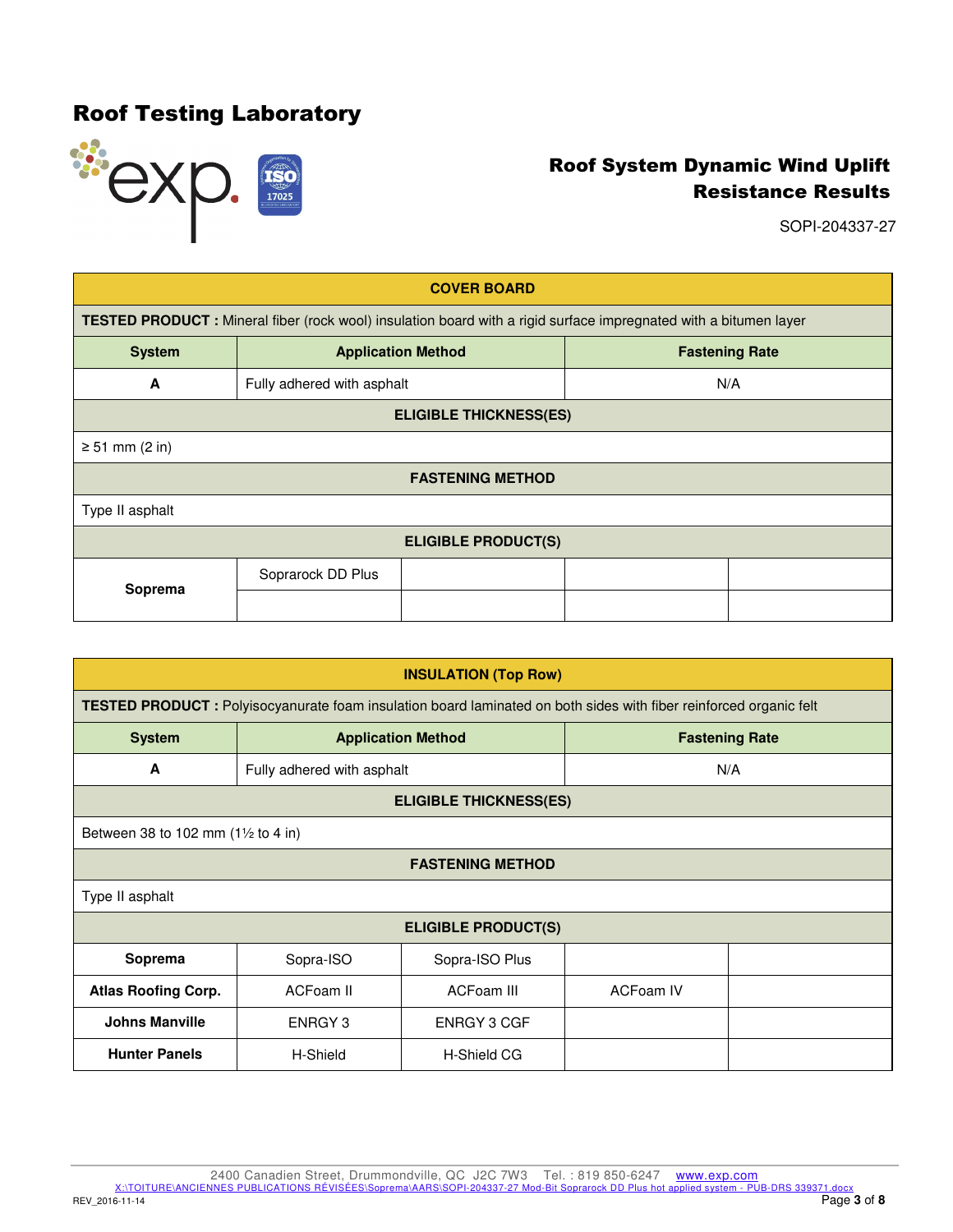# Roof Testing Laboratory

## Roof System Dynamic Wind Uplift Resistance Results

SOPI-204337-27

| COVER BOARD | | | | |
|---|---|---|---|---|
| **TESTED PRODUCT :** Mineral fiber (rock wool) insulation board with a rigid surface impregnated with a bitumen layer | | | | |
| **System** | **Application Method** | | **Fastening Rate** | |
| **A** | Fully adhered with asphalt | | N/A | |
| **ELIGIBLE THICKNESS(ES)** | | | | |
| ≥ 51 mm (2 in) | | | | |
| **FASTENING METHOD** | | | | |
| Type II asphalt | | | | |
| **ELIGIBLE PRODUCT(S)** | | | | |
| **Soprema** | Soprarock DD Plus | | | |

| INSULATION (Top Row) | | | | |
|---|---|---|---|---|
| **TESTED PRODUCT :** Polyisocyanurate foam insulation board laminated on both sides with fiber reinforced organic felt | | | | |
| **System** | **Application Method** | | **Fastening Rate** | |
| **A** | Fully adhered with asphalt | | N/A | |
| **ELIGIBLE THICKNESS(ES)** | | | | |
| Between 38 to 102 mm (1½ to 4 in) | | | | |
| **FASTENING METHOD** | | | | |
| Type II asphalt | | | | |
| **ELIGIBLE PRODUCT(S)** | | | | |
| **Soprema** | Sopra-ISO | Sopra-ISO Plus | | |
| **Atlas Roofing Corp.** | ACFoam II | ACFoam III | ACFoam IV | |
| **Johns Manville** | ENRGY 3 | ENRGY 3 CGF | | |
| **Hunter Panels** | H-Shield | H-Shield CG | | |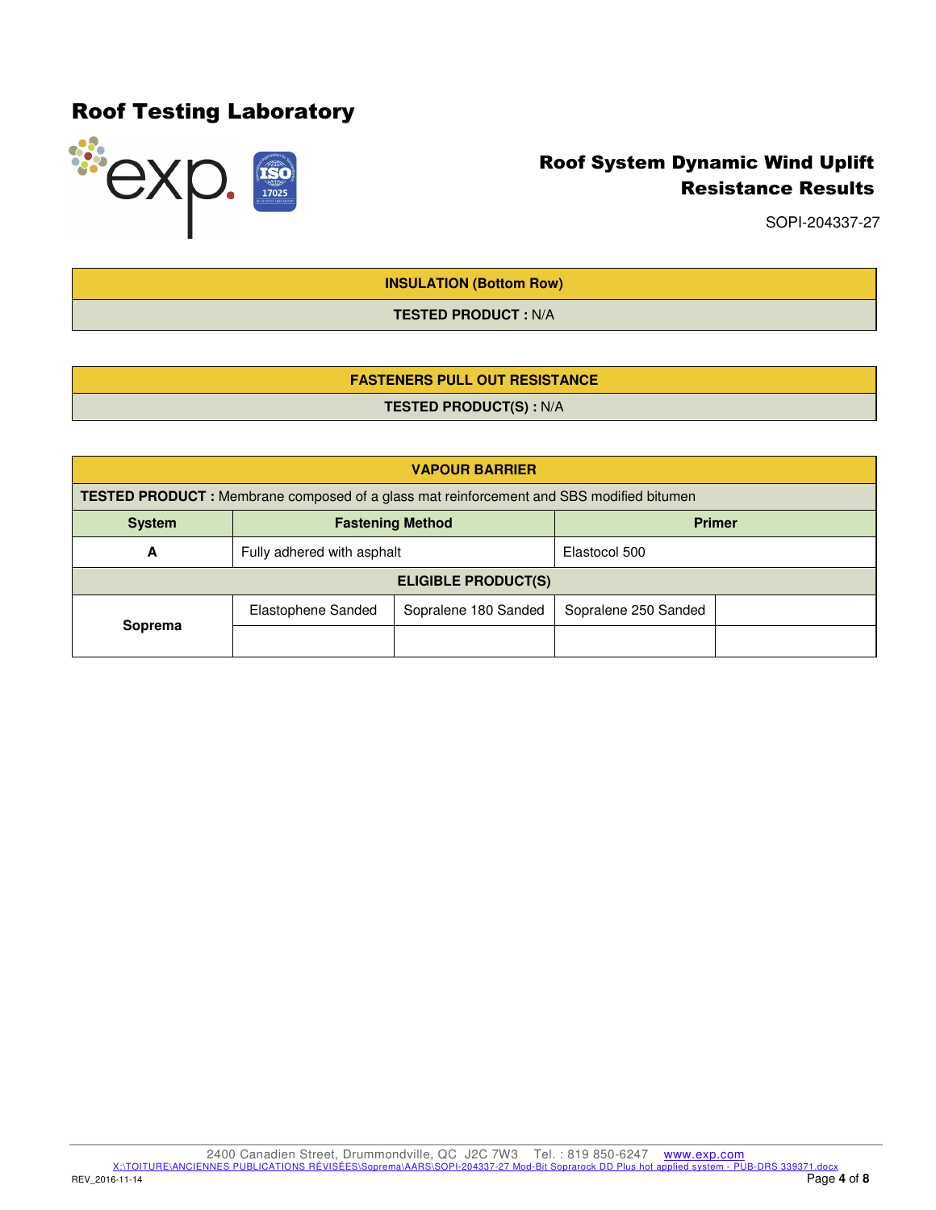| INSULATION (Bottom Row) |
| --- |
| **TESTED PRODUCT :** N/A |

| FASTENERS PULL OUT RESISTANCE |
| --- |
| **TESTED PRODUCT(S) :** N/A |

| VAPOUR BARRIER | | | | |
| --- | --- | --- | --- | --- |
| **TESTED PRODUCT :** Membrane composed of a glass mat reinforcement and SBS modified bitumen | | | | |
| **System** | **Fastening Method** | | **Primer** | |
| **A** | Fully adhered with asphalt | | Elastocol 500 | |
| **ELIGIBLE PRODUCT(S)** | | | | |
| **Soprema** | Elastophene Sanded | Sopralene 180 Sanded | Sopralene 250 Sanded | |
| | | | | |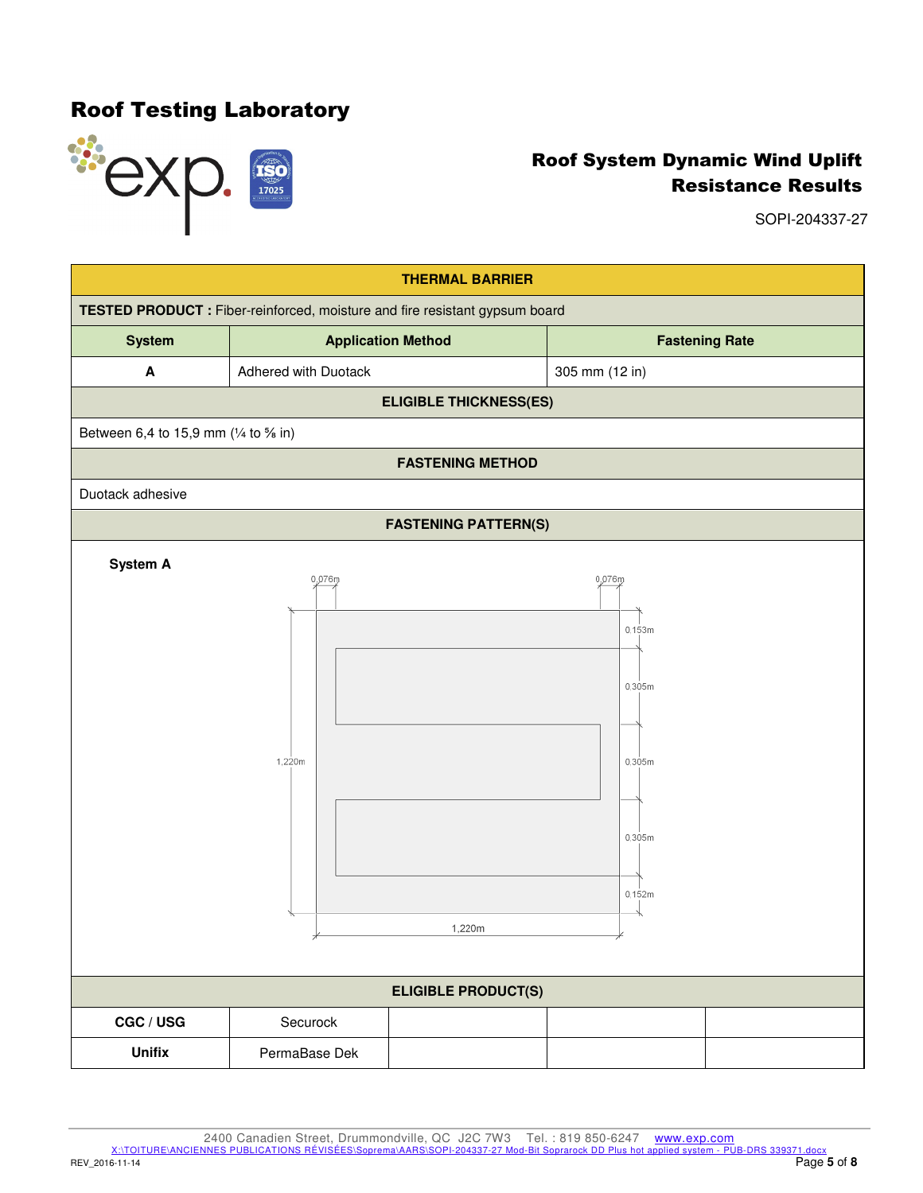# Roof Testing Laboratory

## Roof System Dynamic Wind Uplift Resistance Results

SOPI-204337-27

| THERMAL BARRIER | | |
|---|---|---|
| **TESTED PRODUCT :** Fiber-reinforced, moisture and fire resistant gypsum board | | |
| **System** | **Application Method** | **Fastening Rate** |
| **A** | Adhered with Duotack | 305 mm (12 in) |

**ELIGIBLE THICKNESS(ES)**

Between 6,4 to 15,9 mm (¼ to ⅝ in)

**FASTENING METHOD**

Duotack adhesive

**FASTENING PATTERN(S)**

**System A**

0,076m | 0,076m | 0.153m | 0.305m | 0.305m | 0.305m | 0.152m | 1,220m | 1,220m

**ELIGIBLE PRODUCT(S)**

| | | | | |
|---|---|---|---|---|
| **CGC / USG** | Securock | | | |
| **Unifix** | PermaBase Dek | | | |

2400 Canadien Street, Drummondville, QC J2C 7W3 Tel. : 819 850-6247 www.exp.com
X:\TOITURE\ANCIENNES PUBLICATIONS RÉVISÉES\Soprema\AARS\SOPI-204337-27 Mod-Bit Soprarock DD Plus hot applied system - PUB-DRS 339371.docx
REV_2016-11-14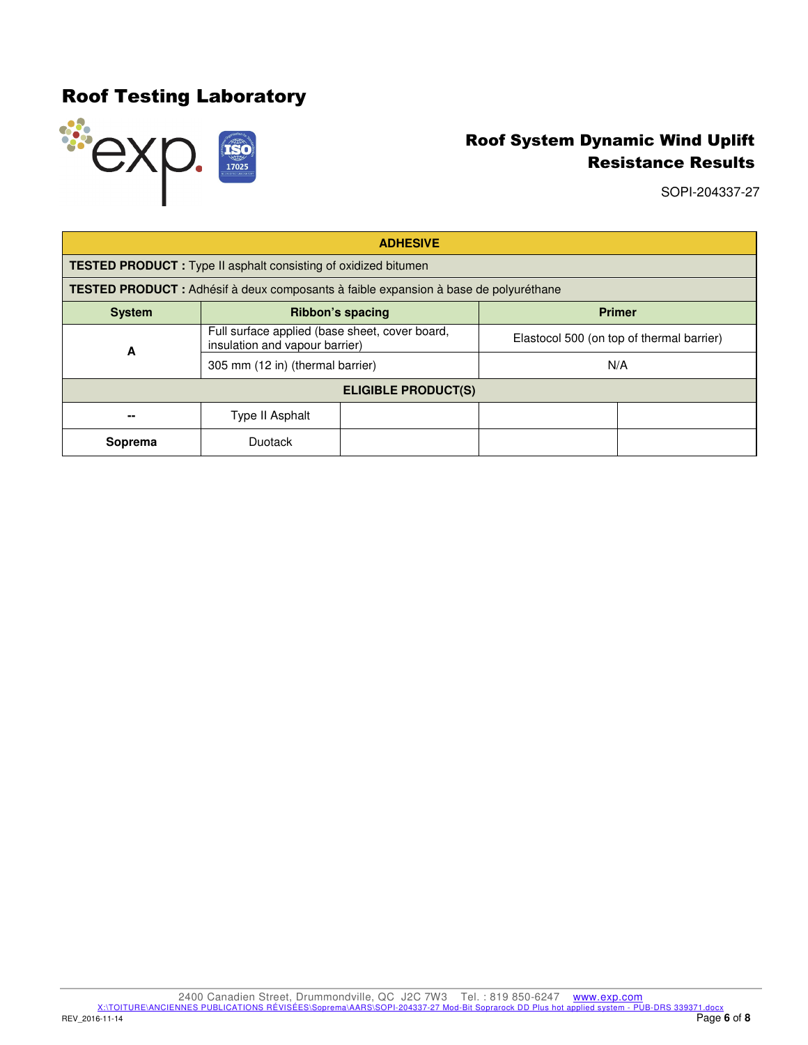# Roof Testing Laboratory

## Roof System Dynamic Wind Uplift Resistance Results

SOPI-204337-27

| ADHESIVE | | | | |
|---|---|---|---|---|
| **TESTED PRODUCT :** Type II asphalt consisting of oxidized bitumen | | | | |
| **TESTED PRODUCT :** Adhésif à deux composants à faible expansion à base de polyuréthane | | | | |
| **System** | **Ribbon's spacing** | | **Primer** | |
| A | Full surface applied (base sheet, cover board, insulation and vapour barrier) | | Elastocol 500 (on top of thermal barrier) | |
| | 305 mm (12 in) (thermal barrier) | | N/A | |
| **ELIGIBLE PRODUCT(S)** | | | | |
| **--** | Type II Asphalt | | | |
| **Soprema** | Duotack | | | |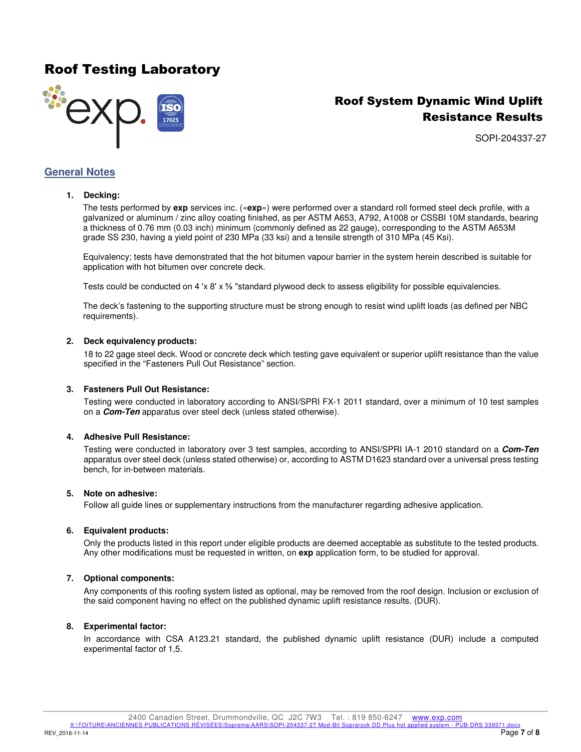## General Notes

1. **Decking:**

   The tests performed by **exp** services inc. («**exp**») were performed over a standard roll formed steel deck profile, with a galvanized or aluminum / zinc alloy coating finished, as per ASTM A653, A792, A1008 or CSSBI 10M standards, bearing a thickness of 0.76 mm (0.03 inch) minimum (commonly defined as 22 gauge), corresponding to the ASTM A653M grade SS 230, having a yield point of 230 MPa (33 ksi) and a tensile strength of 310 MPa (45 Ksi).

   Equivalency; tests have demonstrated that the hot bitumen vapour barrier in the system herein described is suitable for application with hot bitumen over concrete deck.

   Tests could be conducted on 4 'x 8' x ⅝ "standard plywood deck to assess eligibility for possible equivalencies.

   The deck's fastening to the supporting structure must be strong enough to resist wind uplift loads (as defined per NBC requirements).

2. **Deck equivalency products:**

   18 to 22 gage steel deck. Wood or concrete deck which testing gave equivalent or superior uplift resistance than the value specified in the "Fasteners Pull Out Resistance" section.

3. **Fasteners Pull Out Resistance:**

   Testing were conducted in laboratory according to ANSI/SPRI FX-1 2011 standard, over a minimum of 10 test samples on a ***Com-Ten*** apparatus over steel deck (unless stated otherwise).

4. **Adhesive Pull Resistance:**

   Testing were conducted in laboratory over 3 test samples, according to ANSI/SPRI IA-1 2010 standard on a ***Com-Ten*** apparatus over steel deck (unless stated otherwise) or, according to ASTM D1623 standard over a universal press testing bench, for in-between materials.

5. **Note on adhesive:**

   Follow all guide lines or supplementary instructions from the manufacturer regarding adhesive application.

6. **Equivalent products:**

   Only the products listed in this report under eligible products are deemed acceptable as substitute to the tested products. Any other modifications must be requested in written, on **exp** application form, to be studied for approval.

7. **Optional components:**

   Any components of this roofing system listed as optional, may be removed from the roof design. Inclusion or exclusion of the said component having no effect on the published dynamic uplift resistance results. (DUR).

8. **Experimental factor:**

   In accordance with CSA A123.21 standard, the published dynamic uplift resistance (DUR) include a computed experimental factor of 1,5.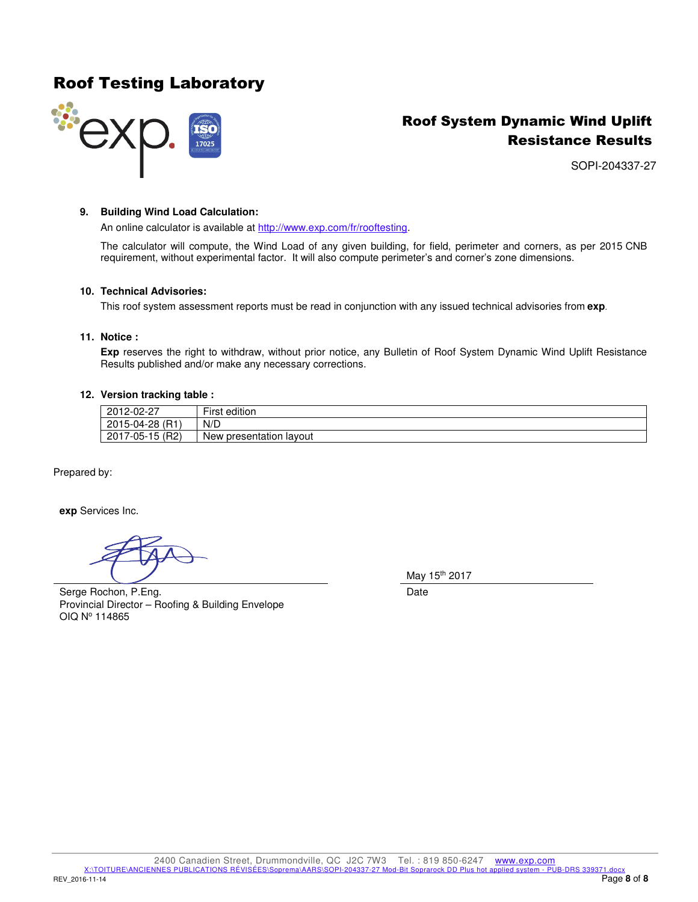**9. Building Wind Load Calculation:**

An online calculator is available at http://www.exp.com/fr/rooftesting.

The calculator will compute, the Wind Load of any given building, for field, perimeter and corners, as per 2015 CNB requirement, without experimental factor. It will also compute perimeter's and corner's zone dimensions.

**10. Technical Advisories:**

This roof system assessment reports must be read in conjunction with any issued technical advisories from **exp**.

**11. Notice :**

**Exp** reserves the right to withdraw, without prior notice, any Bulletin of Roof System Dynamic Wind Uplift Resistance Results published and/or make any necessary corrections.

**12. Version tracking table :**

| | |
|---|---|
| 2012-02-27 | First edition |
| 2015-04-28 (R1) | N/D |
| 2017-05-15 (R2) | New presentation layout |

Prepared by:

**exp** Services Inc.

Serge Rochon, P.Eng.
Provincial Director – Roofing & Building Envelope
OIQ Nº 114865

May 15th 2017
Date